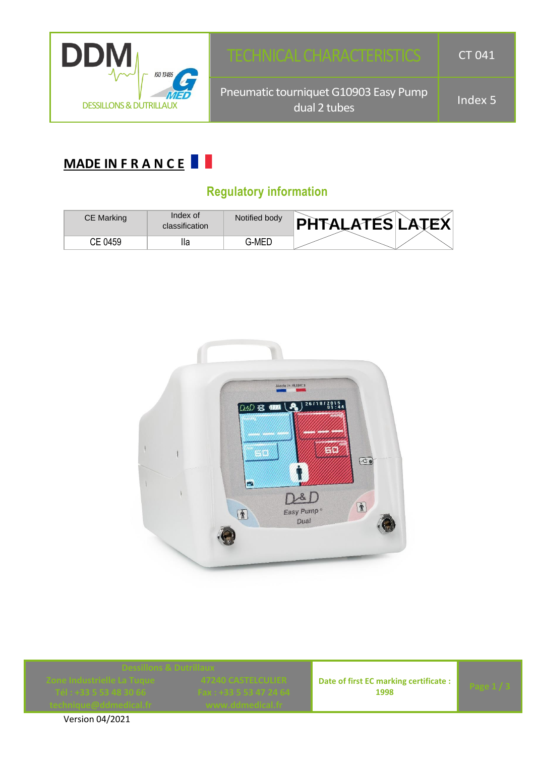| | TECHNICAL CHARACTERISTICS | CT 041 |
| --- | --- | --- |
| DDM DESSILLONS & DUTRILLAUX | Pneumatic tourniquet G10903 Easy Pump dual 2 tubes | Index 5 |

**MADE IN F R A N C E**

## Regulatory information

| CE Marking | Index of classification | Notified body | PHTALATES | LATEX |
| --- | --- | --- | --- | --- |
| CE 0459 | IIa | G-MED | | |

Dessillons & Dutrillaux
Zone Industrielle La Tuque — 47240 CASTELCULIER
Tél : +33 5 53 48 30 66 — Fax : +33 5 53 47 24 64
technique@ddmedical.fr — www.ddmedical.fr

**Date of first EC marking certificate : 1998**

Version 04/2021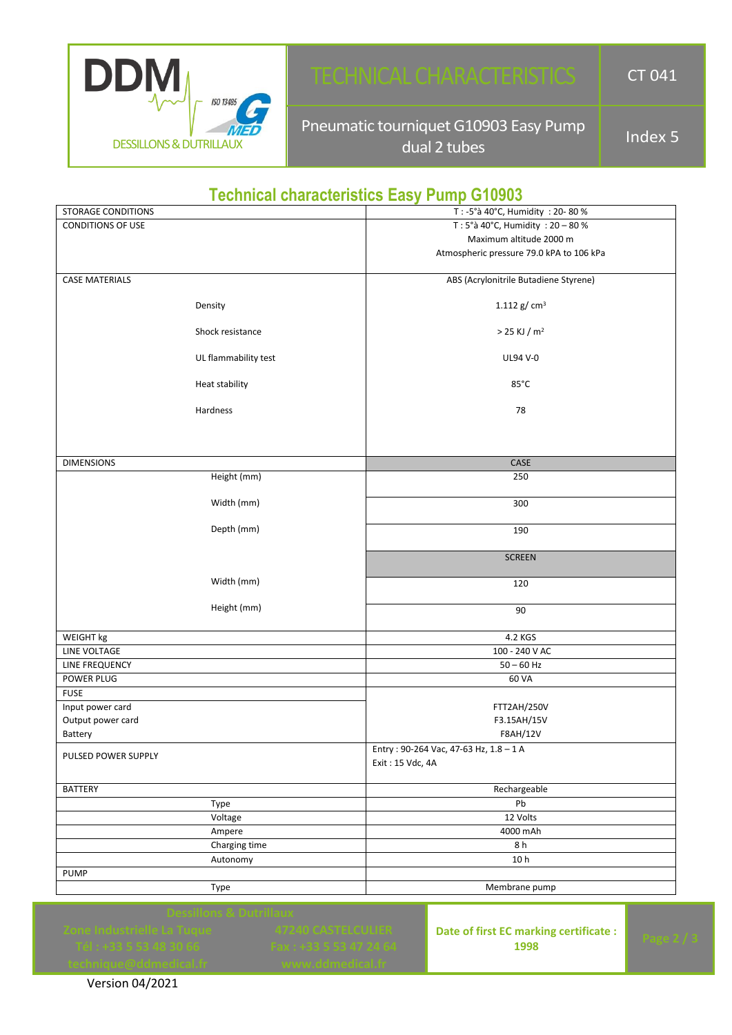## Technical characteristics Easy Pump G10903

| | |
|---|---|
| STORAGE CONDITIONS | T : -5°à 40°C, Humidity : 20- 80 % |
| CONDITIONS OF USE | T : 5°à 40°C, Humidity : 20 – 80 %<br>Maximum altitude 2000 m<br>Atmospheric pressure 79.0 kPA to 106 kPa |
| CASE MATERIALS | ABS (Acrylonitrile Butadiene Styrene) |
| Density | 1.112 g/ $cm^3$ |
| Shock resistance | > 25 KJ / $m^2$ |
| UL flammability test | UL94 V-0 |
| Heat stability | 85°C |
| Hardness | 78 |
| DIMENSIONS | CASE |
| Height (mm) | 250 |
| Width (mm) | 300 |
| Depth (mm) | 190 |
| | SCREEN |
| Width (mm) | 120 |
| Height (mm) | 90 |
| WEIGHT kg | 4.2 KGS |
| LINE VOLTAGE | 100 - 240 V AC |
| LINE FREQUENCY | 50 – 60 Hz |
| POWER PLUG | 60 VA |
| FUSE | |
| Input power card | FTT2AH/250V |
| Output power card | F3.15AH/15V |
| Battery | F8AH/12V |
| PULSED POWER SUPPLY | Entry : 90-264 Vac, 47-63 Hz, 1.8 – 1 A<br>Exit : 15 Vdc, 4A |
| BATTERY | Rechargeable |
| Type | Pb |
| Voltage | 12 Volts |
| Ampere | 4000 mAh |
| Charging time | 8 h |
| Autonomy | 10 h |
| PUMP | |
| Type | Membrane pump |

Date of first EC marking certificate : 1998

Version 04/2021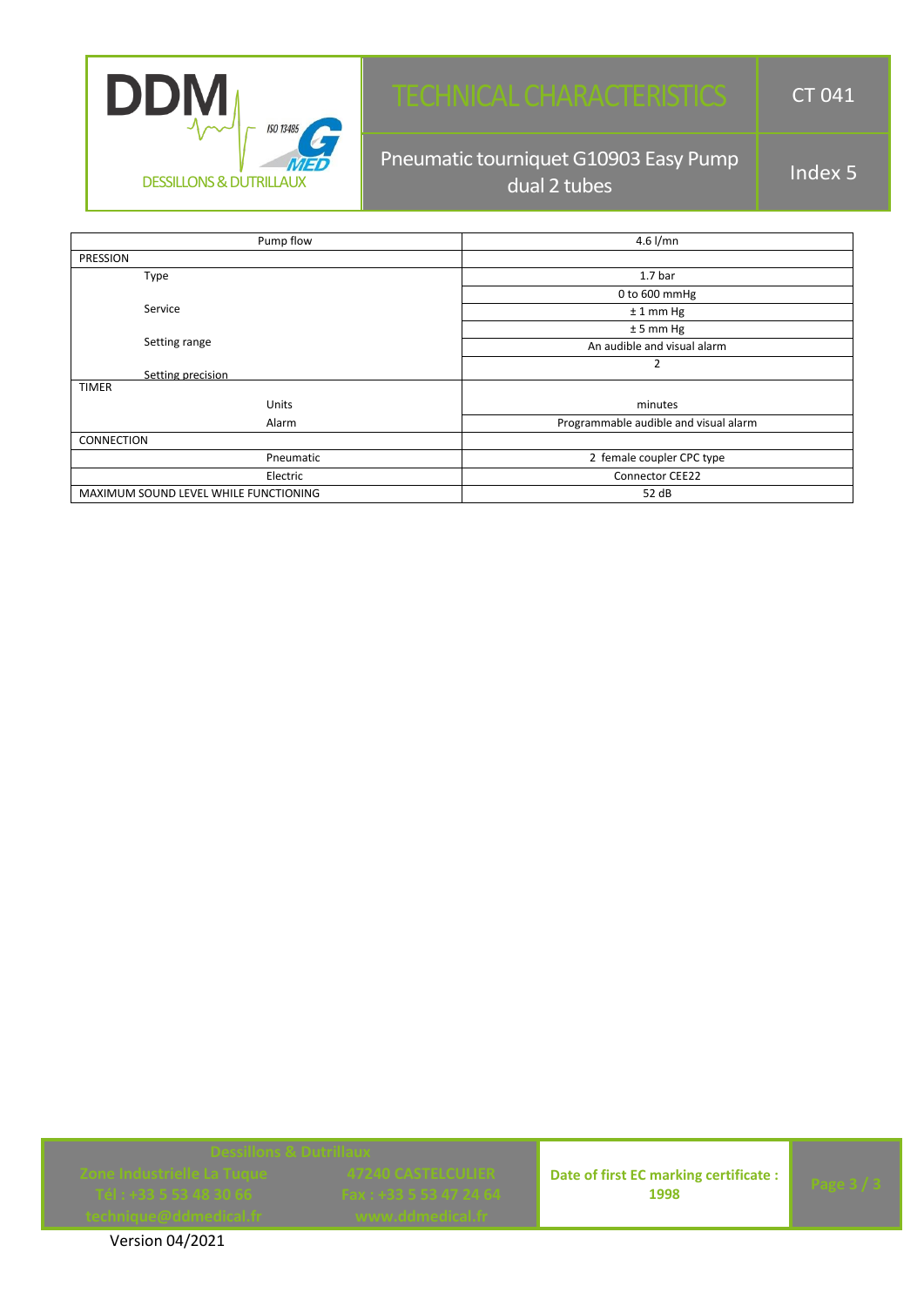| | |
|---|---|
| Pump flow | 4.6 l/mn |
| PRESSION | |
| Type | 1.7 bar |
| Service | 0 to 600 mmHg |
| Setting range | ± 1 mm Hg |
| Setting precision | ± 5 mm Hg |
| | An audible and visual alarm |
| | 2 |
| TIMER | |
| Units | minutes |
| Alarm | Programmable audible and visual alarm |
| CONNECTION | |
| Pneumatic | 2 female coupler CPC type |
| Electric | Connector CEE22 |
| MAXIMUM SOUND LEVEL WHILE FUNCTIONING | 52 dB |